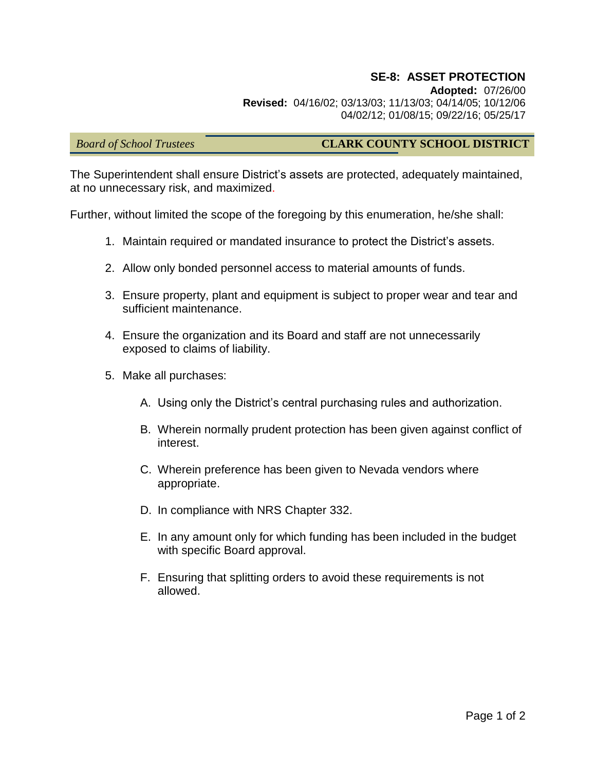# SE-8: ASSET PROTECTION

**Adopted:** 07/26/00
**Revised:** 04/16/02; 03/13/03; 11/13/03; 04/14/05; 10/12/06 04/02/12; 01/08/15; 09/22/16; 05/25/17

*Board of School Trustees* **CLARK COUNTY SCHOOL DISTRICT**

The Superintendent shall ensure District's assets are protected, adequately maintained, at no unnecessary risk, and maximized.

Further, without limited the scope of the foregoing by this enumeration, he/she shall:

1. Maintain required or mandated insurance to protect the District's assets.
2. Allow only bonded personnel access to material amounts of funds.
3. Ensure property, plant and equipment is subject to proper wear and tear and sufficient maintenance.
4. Ensure the organization and its Board and staff are not unnecessarily exposed to claims of liability.
5. Make all purchases:
   A. Using only the District's central purchasing rules and authorization.
   B. Wherein normally prudent protection has been given against conflict of interest.
   C. Wherein preference has been given to Nevada vendors where appropriate.
   D. In compliance with NRS Chapter 332.
   E. In any amount only for which funding has been included in the budget with specific Board approval.
   F. Ensuring that splitting orders to avoid these requirements is not allowed.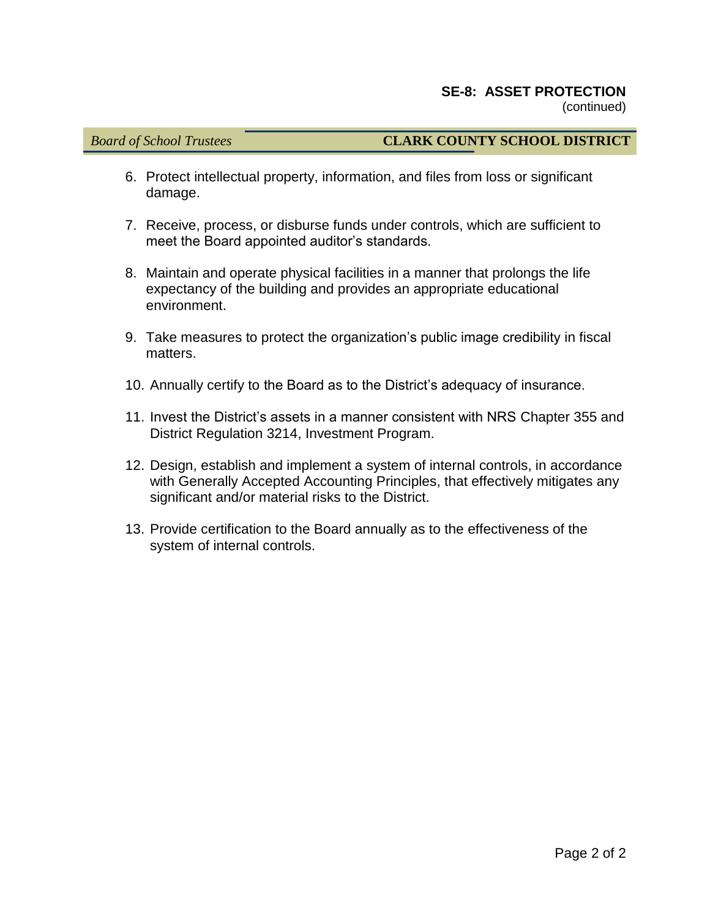6. Protect intellectual property, information, and files from loss or significant damage.

7. Receive, process, or disburse funds under controls, which are sufficient to meet the Board appointed auditor's standards.

8. Maintain and operate physical facilities in a manner that prolongs the life expectancy of the building and provides an appropriate educational environment.

9. Take measures to protect the organization's public image credibility in fiscal matters.

10. Annually certify to the Board as to the District's adequacy of insurance.

11. Invest the District's assets in a manner consistent with NRS Chapter 355 and District Regulation 3214, Investment Program.

12. Design, establish and implement a system of internal controls, in accordance with Generally Accepted Accounting Principles, that effectively mitigates any significant and/or material risks to the District.

13. Provide certification to the Board annually as to the effectiveness of the system of internal controls.